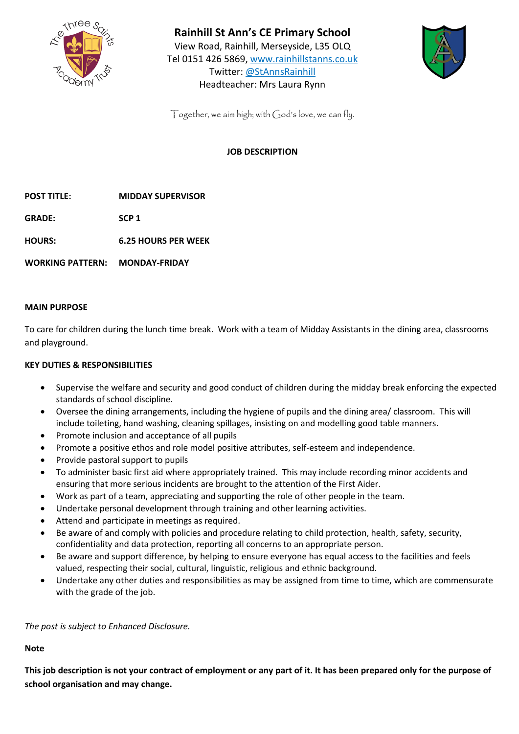# Rainhill St Ann's CE Primary School

View Road, Rainhill, Merseyside, L35 OLQ
Tel 0151 426 5869, www.rainhillstanns.co.uk
Twitter: @StAnnsRainhill
Headteacher: Mrs Laura Rynn

Together, we aim high; with God's love, we can fly.

## JOB DESCRIPTION

**POST TITLE:** **MIDDAY SUPERVISOR**

**GRADE:** **SCP 1**

**HOURS:** **6.25 HOURS PER WEEK**

**WORKING PATTERN:** **MONDAY-FRIDAY**

### MAIN PURPOSE

To care for children during the lunch time break. Work with a team of Midday Assistants in the dining area, classrooms and playground.

### KEY DUTIES & RESPONSIBILITIES

- Supervise the welfare and security and good conduct of children during the midday break enforcing the expected standards of school discipline.
- Oversee the dining arrangements, including the hygiene of pupils and the dining area/ classroom. This will include toileting, hand washing, cleaning spillages, insisting on and modelling good table manners.
- Promote inclusion and acceptance of all pupils
- Promote a positive ethos and role model positive attributes, self-esteem and independence.
- Provide pastoral support to pupils
- To administer basic first aid where appropriately trained. This may include recording minor accidents and ensuring that more serious incidents are brought to the attention of the First Aider.
- Work as part of a team, appreciating and supporting the role of other people in the team.
- Undertake personal development through training and other learning activities.
- Attend and participate in meetings as required.
- Be aware of and comply with policies and procedure relating to child protection, health, safety, security, confidentiality and data protection, reporting all concerns to an appropriate person.
- Be aware and support difference, by helping to ensure everyone has equal access to the facilities and feels valued, respecting their social, cultural, linguistic, religious and ethnic background.
- Undertake any other duties and responsibilities as may be assigned from time to time, which are commensurate with the grade of the job.

*The post is subject to Enhanced Disclosure.*

**Note**

**This job description is not your contract of employment or any part of it. It has been prepared only for the purpose of school organisation and may change.**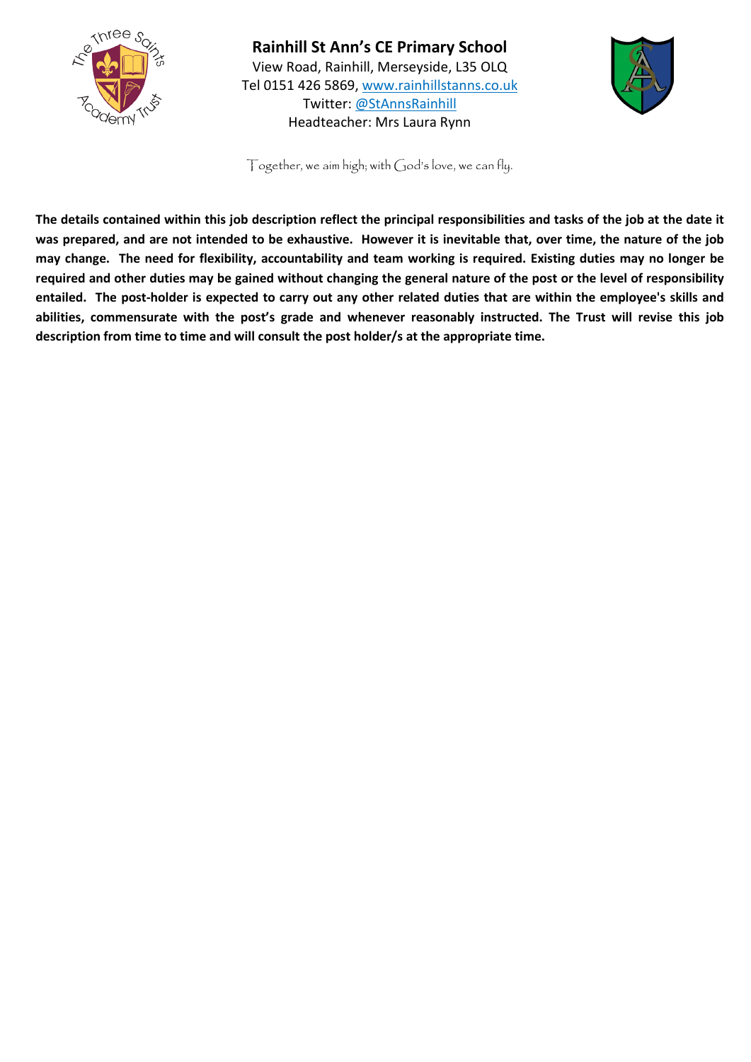**Rainhill St Ann's CE Primary School**
View Road, Rainhill, Merseyside, L35 OLQ
Tel 0151 426 5869, www.rainhillstanns.co.uk
Twitter: @StAnnsRainhill
Headteacher: Mrs Laura Rynn

Together, we aim high; with God's love, we can fly.

**The details contained within this job description reflect the principal responsibilities and tasks of the job at the date it was prepared, and are not intended to be exhaustive. However it is inevitable that, over time, the nature of the job may change. The need for flexibility, accountability and team working is required. Existing duties may no longer be required and other duties may be gained without changing the general nature of the post or the level of responsibility entailed. The post-holder is expected to carry out any other related duties that are within the employee's skills and abilities, commensurate with the post's grade and whenever reasonably instructed. The Trust will revise this job description from time to time and will consult the post holder/s at the appropriate time.**